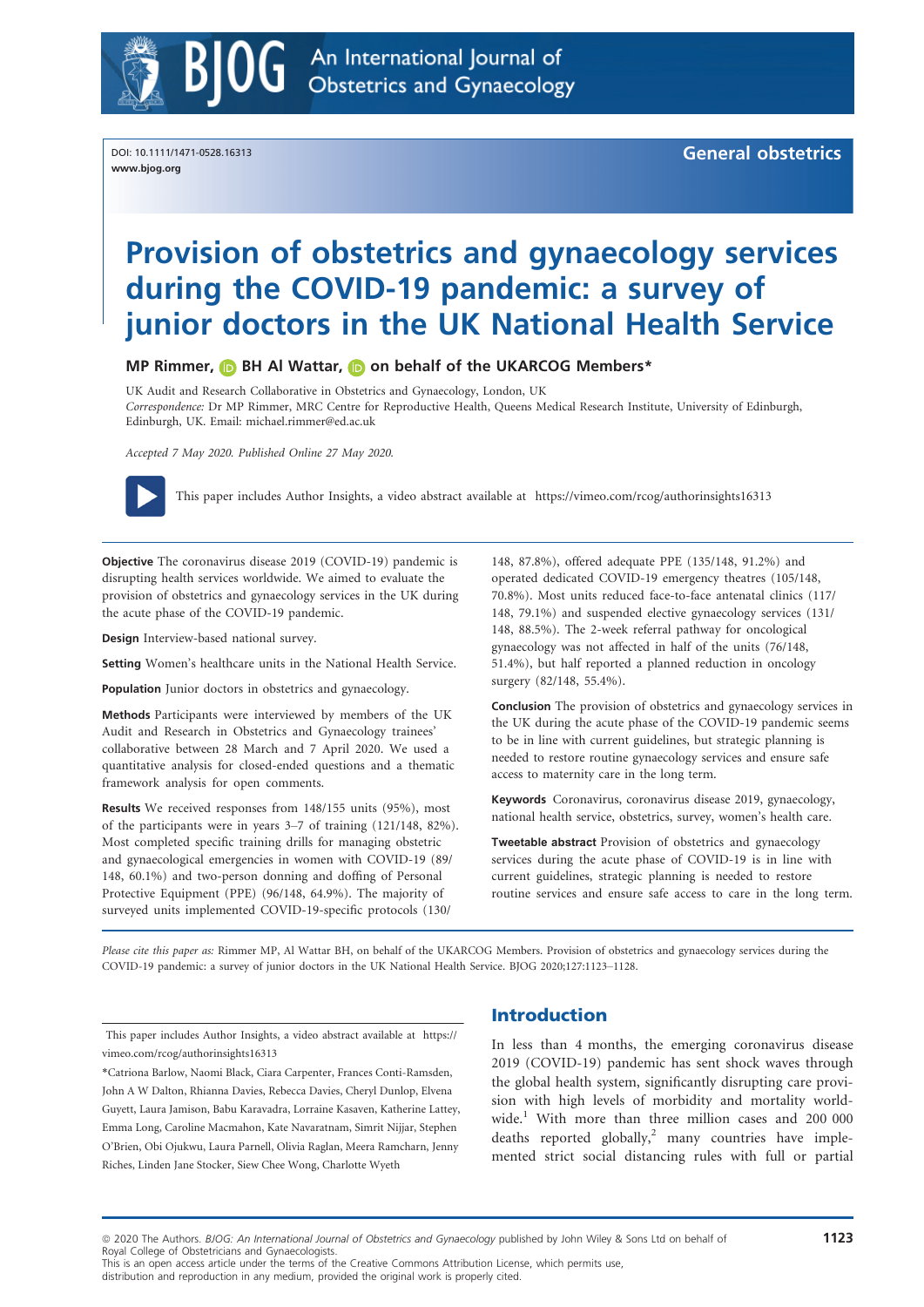DOI: 10.1111/1471-0528.16313
www.bjog.org

General obstetrics

# Provision of obstetrics and gynaecology services during the COVID-19 pandemic: a survey of junior doctors in the UK National Health Service

**MP Rimmer, BH Al Wattar, on behalf of the UKARCOG Members***

UK Audit and Research Collaborative in Obstetrics and Gynaecology, London, UK

*Correspondence:* Dr MP Rimmer, MRC Centre for Reproductive Health, Queens Medical Research Institute, University of Edinburgh, Edinburgh, UK. Email: michael.rimmer@ed.ac.uk

*Accepted 7 May 2020. Published Online 27 May 2020.*

This paper includes Author Insights, a video abstract available at https://vimeo.com/rcog/authorinsights16313

**Objective** The coronavirus disease 2019 (COVID-19) pandemic is disrupting health services worldwide. We aimed to evaluate the provision of obstetrics and gynaecology services in the UK during the acute phase of the COVID-19 pandemic.

**Design** Interview-based national survey.

**Setting** Women's healthcare units in the National Health Service.

**Population** Junior doctors in obstetrics and gynaecology.

**Methods** Participants were interviewed by members of the UK Audit and Research in Obstetrics and Gynaecology trainees' collaborative between 28 March and 7 April 2020. We used a quantitative analysis for closed-ended questions and a thematic framework analysis for open comments.

**Results** We received responses from 148/155 units (95%), most of the participants were in years 3–7 of training (121/148, 82%). Most completed specific training drills for managing obstetric and gynaecological emergencies in women with COVID-19 (89/148, 60.1%) and two-person donning and doffing of Personal Protective Equipment (PPE) (96/148, 64.9%). The majority of surveyed units implemented COVID-19-specific protocols (130/148, 87.8%), offered adequate PPE (135/148, 91.2%) and operated dedicated COVID-19 emergency theatres (105/148, 70.8%). Most units reduced face-to-face antenatal clinics (117/148, 79.1%) and suspended elective gynaecology services (131/148, 88.5%). The 2-week referral pathway for oncological gynaecology was not affected in half of the units (76/148, 51.4%), but half reported a planned reduction in oncology surgery (82/148, 55.4%).

**Conclusion** The provision of obstetrics and gynaecology services in the UK during the acute phase of the COVID-19 pandemic seems to be in line with current guidelines, but strategic planning is needed to restore routine gynaecology services and ensure safe access to maternity care in the long term.

**Keywords** Coronavirus, coronavirus disease 2019, gynaecology, national health service, obstetrics, survey, women's health care.

**Tweetable abstract** Provision of obstetrics and gynaecology services during the acute phase of COVID-19 is in line with current guidelines, strategic planning is needed to restore routine services and ensure safe access to care in the long term.

*Please cite this paper as:* Rimmer MP, Al Wattar BH, on behalf of the UKARCOG Members. Provision of obstetrics and gynaecology services during the COVID-19 pandemic: a survey of junior doctors in the UK National Health Service. BJOG 2020;127:1123–1128.

This paper includes Author Insights, a video abstract available at https://vimeo.com/rcog/authorinsights16313

*Catriona Barlow, Naomi Black, Ciara Carpenter, Frances Conti-Ramsden, John A W Dalton, Rhianna Davies, Rebecca Davies, Cheryl Dunlop, Elvena Guyett, Laura Jamison, Babu Karavadra, Lorraine Kasaven, Katherine Lattey, Emma Long, Caroline Macmahon, Kate Navaratnam, Simrit Nijjar, Stephen O'Brien, Obi Ojukwu, Laura Parnell, Olivia Raglan, Meera Ramcharn, Jenny Riches, Linden Jane Stocker, Siew Chee Wong, Charlotte Wyeth

## Introduction

In less than 4 months, the emerging coronavirus disease 2019 (COVID-19) pandemic has sent shock waves through the global health system, significantly disrupting care provision with high levels of morbidity and mortality worldwide.[1] With more than three million cases and 200 000 deaths reported globally,[2] many countries have implemented strict social distancing rules with full or partial

© 2020 The Authors. *BJOG: An International Journal of Obstetrics and Gynaecology* published by John Wiley & Sons Ltd on behalf of Royal College of Obstetricians and Gynaecologists.
This is an open access article under the terms of the Creative Commons Attribution License, which permits use, distribution and reproduction in any medium, provided the original work is properly cited.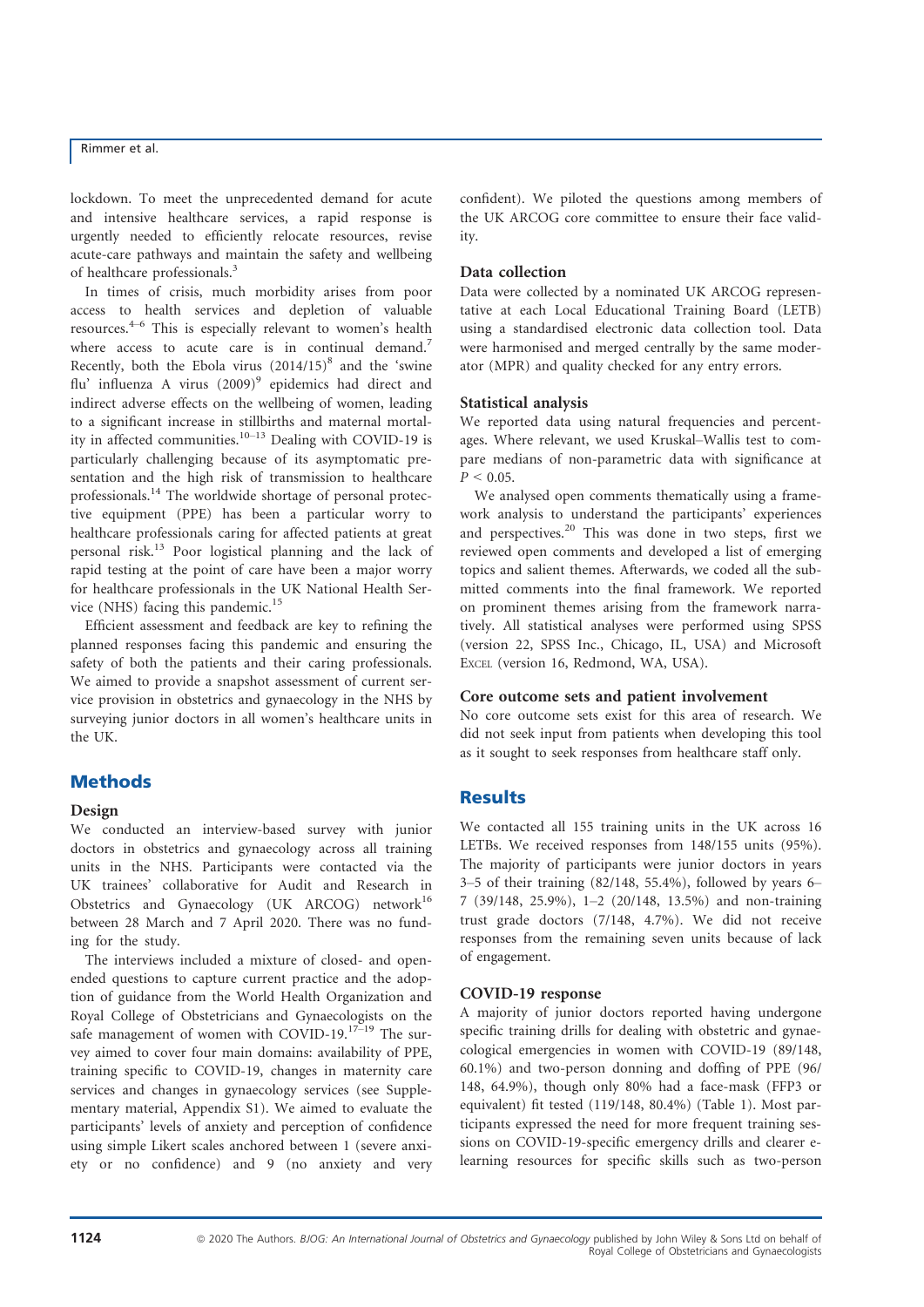lockdown. To meet the unprecedented demand for acute and intensive healthcare services, a rapid response is urgently needed to efficiently relocate resources, revise acute-care pathways and maintain the safety and wellbeing of healthcare professionals.[3]

In times of crisis, much morbidity arises from poor access to health services and depletion of valuable resources.[4–6] This is especially relevant to women's health where access to acute care is in continual demand.[7] Recently, both the Ebola virus (2014/15)[8] and the 'swine flu' influenza A virus (2009)[9] epidemics had direct and indirect adverse effects on the wellbeing of women, leading to a significant increase in stillbirths and maternal mortality in affected communities.[10–13] Dealing with COVID-19 is particularly challenging because of its asymptomatic presentation and the high risk of transmission to healthcare professionals.[14] The worldwide shortage of personal protective equipment (PPE) has been a particular worry to healthcare professionals caring for affected patients at great personal risk.[13] Poor logistical planning and the lack of rapid testing at the point of care have been a major worry for healthcare professionals in the UK National Health Service (NHS) facing this pandemic.[15]

Efficient assessment and feedback are key to refining the planned responses facing this pandemic and ensuring the safety of both the patients and their caring professionals. We aimed to provide a snapshot assessment of current service provision in obstetrics and gynaecology in the NHS by surveying junior doctors in all women's healthcare units in the UK.

## Methods

### Design

We conducted an interview-based survey with junior doctors in obstetrics and gynaecology across all training units in the NHS. Participants were contacted via the UK trainees' collaborative for Audit and Research in Obstetrics and Gynaecology (UK ARCOG) network[16] between 28 March and 7 April 2020. There was no funding for the study.

The interviews included a mixture of closed- and open-ended questions to capture current practice and the adoption of guidance from the World Health Organization and Royal College of Obstetricians and Gynaecologists on the safe management of women with COVID-19.[17–19] The survey aimed to cover four main domains: availability of PPE, training specific to COVID-19, changes in maternity care services and changes in gynaecology services (see Supplementary material, Appendix S1). We aimed to evaluate the participants' levels of anxiety and perception of confidence using simple Likert scales anchored between 1 (severe anxiety or no confidence) and 9 (no anxiety and very confident). We piloted the questions among members of the UK ARCOG core committee to ensure their face validity.

### Data collection

Data were collected by a nominated UK ARCOG representative at each Local Educational Training Board (LETB) using a standardised electronic data collection tool. Data were harmonised and merged centrally by the same moderator (MPR) and quality checked for any entry errors.

### Statistical analysis

We reported data using natural frequencies and percentages. Where relevant, we used Kruskal–Wallis test to compare medians of non-parametric data with significance at $P < 0.05$.

We analysed open comments thematically using a framework analysis to understand the participants' experiences and perspectives.[20] This was done in two steps, first we reviewed open comments and developed a list of emerging topics and salient themes. Afterwards, we coded all the submitted comments into the final framework. We reported on prominent themes arising from the framework narratively. All statistical analyses were performed using SPSS (version 22, SPSS Inc., Chicago, IL, USA) and Microsoft Excel (version 16, Redmond, WA, USA).

### Core outcome sets and patient involvement

No core outcome sets exist for this area of research. We did not seek input from patients when developing this tool as it sought to seek responses from healthcare staff only.

## Results

We contacted all 155 training units in the UK across 16 LETBs. We received responses from 148/155 units (95%). The majority of participants were junior doctors in years 3–5 of their training (82/148, 55.4%), followed by years 6–7 (39/148, 25.9%), 1–2 (20/148, 13.5%) and non-training trust grade doctors (7/148, 4.7%). We did not receive responses from the remaining seven units because of lack of engagement.

### COVID-19 response

A majority of junior doctors reported having undergone specific training drills for dealing with obstetric and gynaecological emergencies in women with COVID-19 (89/148, 60.1%) and two-person donning and doffing of PPE (96/148, 64.9%), though only 80% had a face-mask (FFP3 or equivalent) fit tested (119/148, 80.4%) (Table 1). Most participants expressed the need for more frequent training sessions on COVID-19-specific emergency drills and clearer e-learning resources for specific skills such as two-person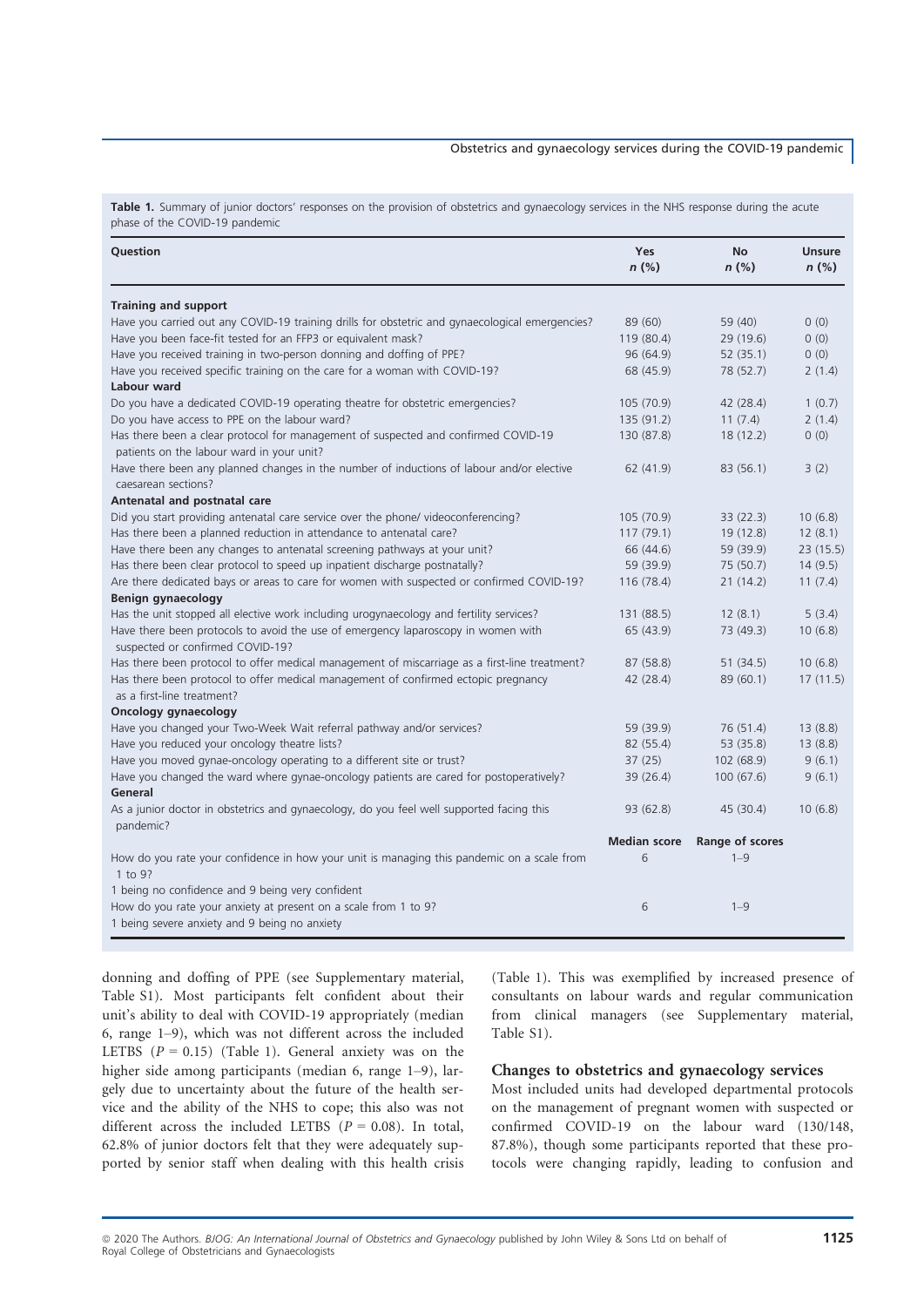**Table 1.** Summary of junior doctors' responses on the provision of obstetrics and gynaecology services in the NHS response during the acute phase of the COVID-19 pandemic

| Question | Yes *n* (%) | No *n* (%) | Unsure *n* (%) |
|---|---|---|---|
| **Training and support** | | | |
| Have you carried out any COVID-19 training drills for obstetric and gynaecological emergencies? | 89 (60) | 59 (40) | 0 (0) |
| Have you been face-fit tested for an FFP3 or equivalent mask? | 119 (80.4) | 29 (19.6) | 0 (0) |
| Have you received training in two-person donning and doffing of PPE? | 96 (64.9) | 52 (35.1) | 0 (0) |
| Have you received specific training on the care for a woman with COVID-19? | 68 (45.9) | 78 (52.7) | 2 (1.4) |
| **Labour ward** | | | |
| Do you have a dedicated COVID-19 operating theatre for obstetric emergencies? | 105 (70.9) | 42 (28.4) | 1 (0.7) |
| Do you have access to PPE on the labour ward? | 135 (91.2) | 11 (7.4) | 2 (1.4) |
| Has there been a clear protocol for management of suspected and confirmed COVID-19 patients on the labour ward in your unit? | 130 (87.8) | 18 (12.2) | 0 (0) |
| Have there been any planned changes in the number of inductions of labour and/or elective caesarean sections? | 62 (41.9) | 83 (56.1) | 3 (2) |
| **Antenatal and postnatal care** | | | |
| Did you start providing antenatal care service over the phone/ videoconferencing? | 105 (70.9) | 33 (22.3) | 10 (6.8) |
| Has there been a planned reduction in attendance to antenatal care? | 117 (79.1) | 19 (12.8) | 12 (8.1) |
| Have there been any changes to antenatal screening pathways at your unit? | 66 (44.6) | 59 (39.9) | 23 (15.5) |
| Has there been clear protocol to speed up inpatient discharge postnatally? | 59 (39.9) | 75 (50.7) | 14 (9.5) |
| Are there dedicated bays or areas to care for women with suspected or confirmed COVID-19? | 116 (78.4) | 21 (14.2) | 11 (7.4) |
| **Benign gynaecology** | | | |
| Has the unit stopped all elective work including urogynaecology and fertility services? | 131 (88.5) | 12 (8.1) | 5 (3.4) |
| Have there been protocols to avoid the use of emergency laparoscopy in women with suspected or confirmed COVID-19? | 65 (43.9) | 73 (49.3) | 10 (6.8) |
| Has there been protocol to offer medical management of miscarriage as a first-line treatment? | 87 (58.8) | 51 (34.5) | 10 (6.8) |
| Has there been protocol to offer medical management of confirmed ectopic pregnancy as a first-line treatment? | 42 (28.4) | 89 (60.1) | 17 (11.5) |
| **Oncology gynaecology** | | | |
| Have you changed your Two-Week Wait referral pathway and/or services? | 59 (39.9) | 76 (51.4) | 13 (8.8) |
| Have you reduced your oncology theatre lists? | 82 (55.4) | 53 (35.8) | 13 (8.8) |
| Have you moved gynae-oncology operating to a different site or trust? | 37 (25) | 102 (68.9) | 9 (6.1) |
| Have you changed the ward where gynae-oncology patients are cared for postoperatively? | 39 (26.4) | 100 (67.6) | 9 (6.1) |
| **General** | | | |
| As a junior doctor in obstetrics and gynaecology, do you feel well supported facing this pandemic? | 93 (62.8) | 45 (30.4) | 10 (6.8) |
| | **Median score** | **Range of scores** | |
| How do you rate your confidence in how your unit is managing this pandemic on a scale from 1 to 9? 1 being no confidence and 9 being very confident | 6 | 1–9 | |
| How do you rate your anxiety at present on a scale from 1 to 9? 1 being severe anxiety and 9 being no anxiety | 6 | 1–9 | |

donning and doffing of PPE (see Supplementary material, Table S1). Most participants felt confident about their unit's ability to deal with COVID-19 appropriately (median 6, range 1–9), which was not different across the included LETBS ($P = 0.15$) (Table 1). General anxiety was on the higher side among participants (median 6, range 1–9), largely due to uncertainty about the future of the health service and the ability of the NHS to cope; this also was not different across the included LETBS ($P = 0.08$). In total, 62.8% of junior doctors felt that they were adequately supported by senior staff when dealing with this health crisis (Table 1). This was exemplified by increased presence of consultants on labour wards and regular communication from clinical managers (see Supplementary material, Table S1).

## Changes to obstetrics and gynaecology services

Most included units had developed departmental protocols on the management of pregnant women with suspected or confirmed COVID-19 on the labour ward (130/148, 87.8%), though some participants reported that these protocols were changing rapidly, leading to confusion and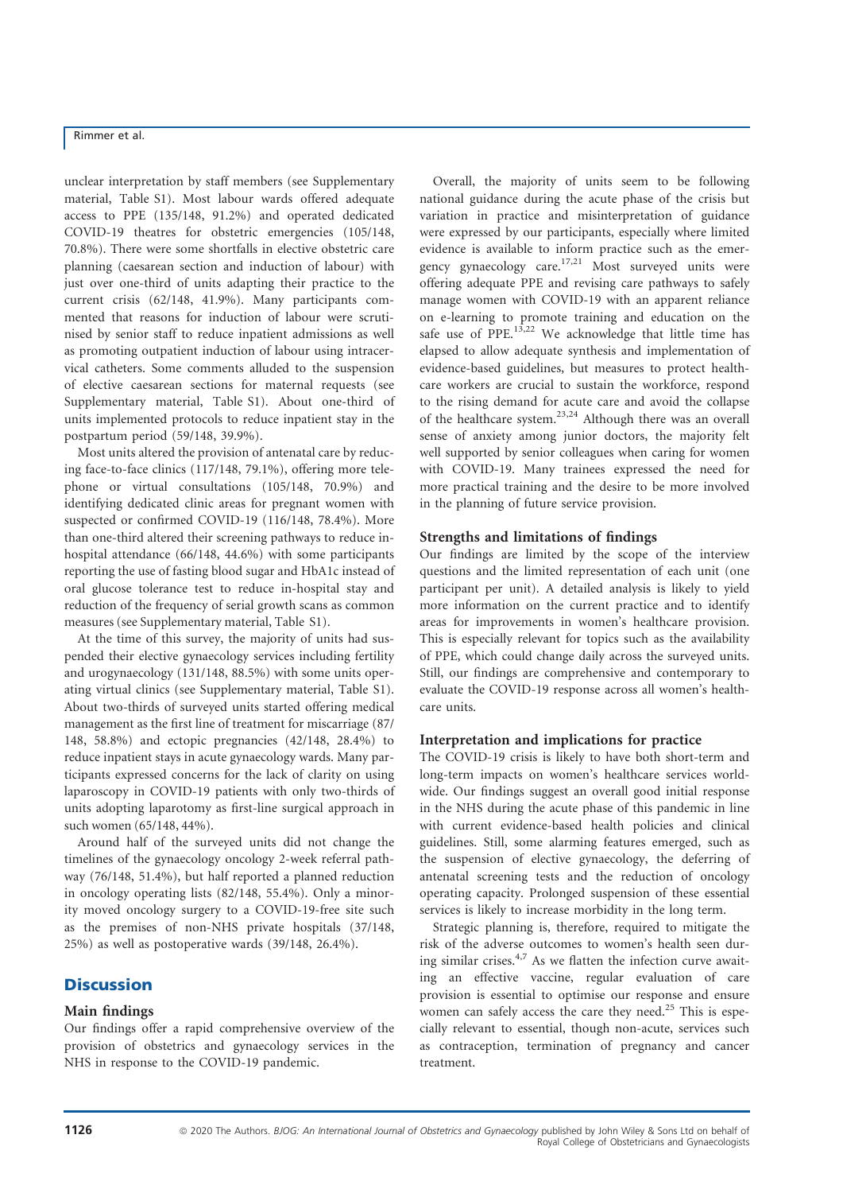unclear interpretation by staff members (see Supplementary material, Table S1). Most labour wards offered adequate access to PPE (135/148, 91.2%) and operated dedicated COVID-19 theatres for obstetric emergencies (105/148, 70.8%). There were some shortfalls in elective obstetric care planning (caesarean section and induction of labour) with just over one-third of units adapting their practice to the current crisis (62/148, 41.9%). Many participants commented that reasons for induction of labour were scrutinised by senior staff to reduce inpatient admissions as well as promoting outpatient induction of labour using intracervical catheters. Some comments alluded to the suspension of elective caesarean sections for maternal requests (see Supplementary material, Table S1). About one-third of units implemented protocols to reduce inpatient stay in the postpartum period (59/148, 39.9%).

Most units altered the provision of antenatal care by reducing face-to-face clinics (117/148, 79.1%), offering more telephone or virtual consultations (105/148, 70.9%) and identifying dedicated clinic areas for pregnant women with suspected or confirmed COVID-19 (116/148, 78.4%). More than one-third altered their screening pathways to reduce in-hospital attendance (66/148, 44.6%) with some participants reporting the use of fasting blood sugar and HbA1c instead of oral glucose tolerance test to reduce in-hospital stay and reduction of the frequency of serial growth scans as common measures (see Supplementary material, Table S1).

At the time of this survey, the majority of units had suspended their elective gynaecology services including fertility and urogynaecology (131/148, 88.5%) with some units operating virtual clinics (see Supplementary material, Table S1). About two-thirds of surveyed units started offering medical management as the first line of treatment for miscarriage (87/148, 58.8%) and ectopic pregnancies (42/148, 28.4%) to reduce inpatient stays in acute gynaecology wards. Many participants expressed concerns for the lack of clarity on using laparoscopy in COVID-19 patients with only two-thirds of units adopting laparotomy as first-line surgical approach in such women (65/148, 44%).

Around half of the surveyed units did not change the timelines of the gynaecology oncology 2-week referral pathway (76/148, 51.4%), but half reported a planned reduction in oncology operating lists (82/148, 55.4%). Only a minority moved oncology surgery to a COVID-19-free site such as the premises of non-NHS private hospitals (37/148, 25%) as well as postoperative wards (39/148, 26.4%).

## Discussion

### Main findings

Our findings offer a rapid comprehensive overview of the provision of obstetrics and gynaecology services in the NHS in response to the COVID-19 pandemic.

Overall, the majority of units seem to be following national guidance during the acute phase of the crisis but variation in practice and misinterpretation of guidance were expressed by our participants, especially where limited evidence is available to inform practice such as the emergency gynaecology care.[17,21] Most surveyed units were offering adequate PPE and revising care pathways to safely manage women with COVID-19 with an apparent reliance on e-learning to promote training and education on the safe use of PPE.[13,22] We acknowledge that little time has elapsed to allow adequate synthesis and implementation of evidence-based guidelines, but measures to protect healthcare workers are crucial to sustain the workforce, respond to the rising demand for acute care and avoid the collapse of the healthcare system.[23,24] Although there was an overall sense of anxiety among junior doctors, the majority felt well supported by senior colleagues when caring for women with COVID-19. Many trainees expressed the need for more practical training and the desire to be more involved in the planning of future service provision.

### Strengths and limitations of findings

Our findings are limited by the scope of the interview questions and the limited representation of each unit (one participant per unit). A detailed analysis is likely to yield more information on the current practice and to identify areas for improvements in women's healthcare provision. This is especially relevant for topics such as the availability of PPE, which could change daily across the surveyed units. Still, our findings are comprehensive and contemporary to evaluate the COVID-19 response across all women's healthcare units.

### Interpretation and implications for practice

The COVID-19 crisis is likely to have both short-term and long-term impacts on women's healthcare services worldwide. Our findings suggest an overall good initial response in the NHS during the acute phase of this pandemic in line with current evidence-based health policies and clinical guidelines. Still, some alarming features emerged, such as the suspension of elective gynaecology, the deferring of antenatal screening tests and the reduction of oncology operating capacity. Prolonged suspension of these essential services is likely to increase morbidity in the long term.

Strategic planning is, therefore, required to mitigate the risk of the adverse outcomes to women's health seen during similar crises.[4,7] As we flatten the infection curve awaiting an effective vaccine, regular evaluation of care provision is essential to optimise our response and ensure women can safely access the care they need.[25] This is especially relevant to essential, though non-acute, services such as contraception, termination of pregnancy and cancer treatment.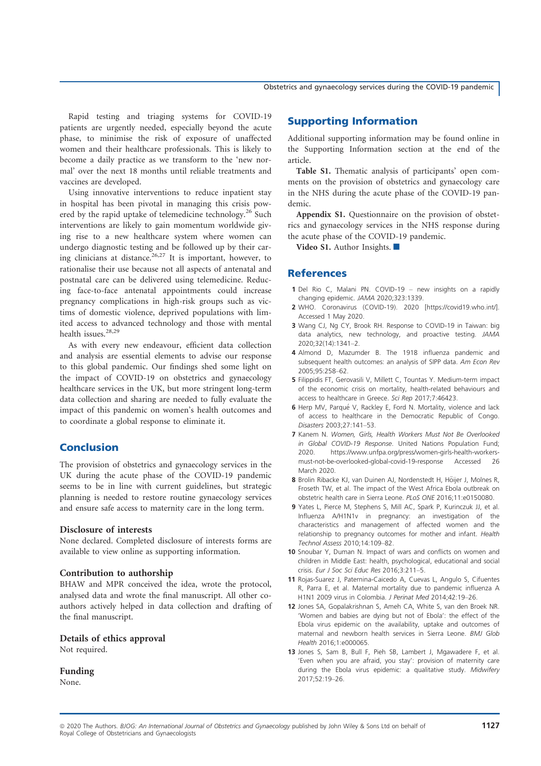Rapid testing and triaging systems for COVID-19 patients are urgently needed, especially beyond the acute phase, to minimise the risk of exposure of unaffected women and their healthcare professionals. This is likely to become a daily practice as we transform to the 'new normal' over the next 18 months until reliable treatments and vaccines are developed.

Using innovative interventions to reduce inpatient stay in hospital has been pivotal in managing this crisis powered by the rapid uptake of telemedicine technology.[26] Such interventions are likely to gain momentum worldwide giving rise to a new healthcare system where women can undergo diagnostic testing and be followed up by their caring clinicians at distance.[26,27] It is important, however, to rationalise their use because not all aspects of antenatal and postnatal care can be delivered using telemedicine. Reducing face-to-face antenatal appointments could increase pregnancy complications in high-risk groups such as victims of domestic violence, deprived populations with limited access to advanced technology and those with mental health issues.[28,29]

As with every new endeavour, efficient data collection and analysis are essential elements to advise our response to this global pandemic. Our findings shed some light on the impact of COVID-19 on obstetrics and gynaecology healthcare services in the UK, but more stringent long-term data collection and sharing are needed to fully evaluate the impact of this pandemic on women's health outcomes and to coordinate a global response to eliminate it.

## Conclusion

The provision of obstetrics and gynaecology services in the UK during the acute phase of the COVID-19 pandemic seems to be in line with current guidelines, but strategic planning is needed to restore routine gynaecology services and ensure safe access to maternity care in the long term.

### Disclosure of interests

None declared. Completed disclosure of interests forms are available to view online as supporting information.

### Contribution to authorship

BHAW and MPR conceived the idea, wrote the protocol, analysed data and wrote the final manuscript. All other co-authors actively helped in data collection and drafting of the final manuscript.

### Details of ethics approval

Not required.

### Funding

None.

## Supporting Information

Additional supporting information may be found online in the Supporting Information section at the end of the article.

**Table S1.** Thematic analysis of participants' open comments on the provision of obstetrics and gynaecology care in the NHS during the acute phase of the COVID-19 pandemic.

**Appendix S1.** Questionnaire on the provision of obstetrics and gynaecology services in the NHS response during the acute phase of the COVID-19 pandemic.

**Video S1.** Author Insights. ■

## References

1 Del Rio C, Malani PN. COVID-19 – new insights on a rapidly changing epidemic. *JAMA* 2020;323:1339.

2 WHO. Coronavirus (COVID-19). 2020 [https://covid19.who.int/]. Accessed 1 May 2020.

3 Wang CJ, Ng CY, Brook RH. Response to COVID-19 in Taiwan: big data analytics, new technology, and proactive testing. *JAMA* 2020;32(14):1341–2.

4 Almond D, Mazumder B. The 1918 influenza pandemic and subsequent health outcomes: an analysis of SIPP data. *Am Econ Rev* 2005;95:258–62.

5 Filippidis FT, Gerovasili V, Millett C, Tountas Y. Medium-term impact of the economic crisis on mortality, health-related behaviours and access to healthcare in Greece. *Sci Rep* 2017;7:46423.

6 Herp MV, Parqué V, Rackley E, Ford N. Mortality, violence and lack of access to healthcare in the Democratic Republic of Congo. *Disasters* 2003;27:141–53.

7 Kanem N. *Women, Girls, Health Workers Must Not Be Overlooked in Global COVID-19 Response*. United Nations Population Fund; 2020. https://www.unfpa.org/press/women-girls-health-workers-must-not-be-overlooked-global-covid-19-response Accessed 26 March 2020.

8 Brolin Ribacke KJ, van Duinen AJ, Nordenstedt H, Höijer J, Molnes R, Froseth TW, et al. The impact of the West Africa Ebola outbreak on obstetric health care in Sierra Leone. *PLoS ONE* 2016;11:e0150080.

9 Yates L, Pierce M, Stephens S, Mill AC, Spark P, Kurinczuk JJ, et al. Influenza A/H1N1v in pregnancy: an investigation of the characteristics and management of affected women and the relationship to pregnancy outcomes for mother and infant. *Health Technol Assess* 2010;14:109–82.

10 Snoubar Y, Duman N. Impact of wars and conflicts on women and children in Middle East: health, psychological, educational and social crisis. *Eur J Soc Sci Educ Res* 2016;3:211–5.

11 Rojas-Suarez J, Paternina-Caicedo A, Cuevas L, Angulo S, Cifuentes R, Parra E, et al. Maternal mortality due to pandemic influenza A H1N1 2009 virus in Colombia. *J Perinat Med* 2014;42:19–26.

12 Jones SA, Gopalakrishnan S, Ameh CA, White S, van den Broek NR. 'Women and babies are dying but not of Ebola': the effect of the Ebola virus epidemic on the availability, uptake and outcomes of maternal and newborn health services in Sierra Leone. *BMJ Glob Health* 2016;1:e000065.

13 Jones S, Sam B, Bull F, Pieh SB, Lambert J, Mgawadere F, et al. 'Even when you are afraid, you stay': provision of maternity care during the Ebola virus epidemic: a qualitative study. *Midwifery* 2017;52:19–26.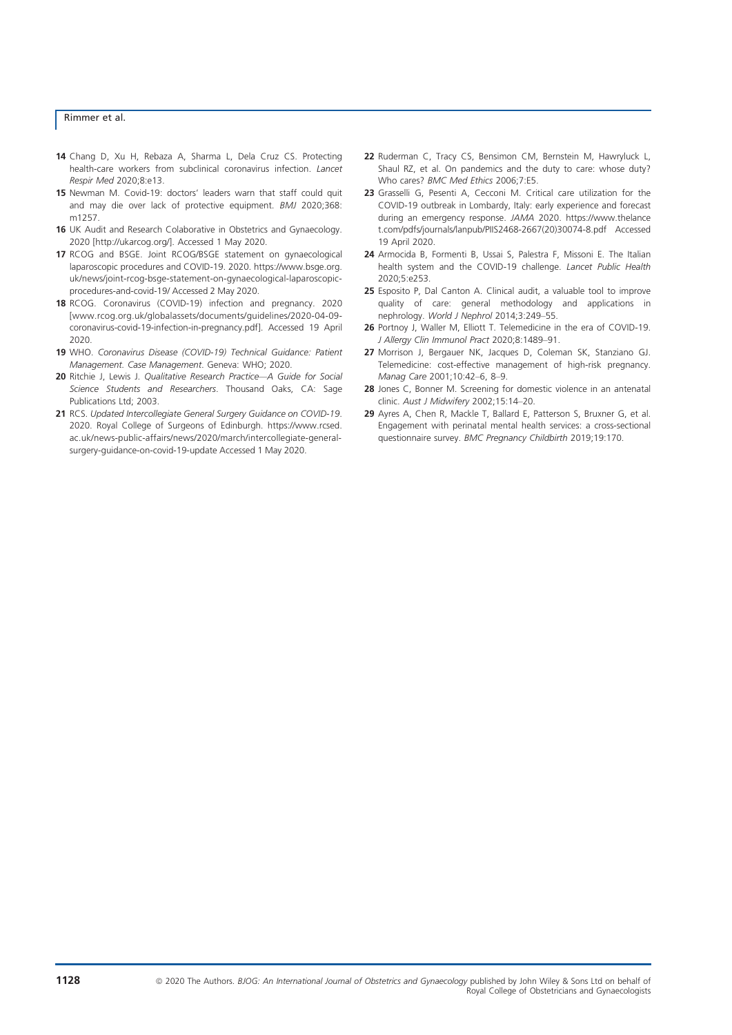14 Chang D, Xu H, Rebaza A, Sharma L, Dela Cruz CS. Protecting health-care workers from subclinical coronavirus infection. *Lancet Respir Med* 2020;8:e13.

15 Newman M. Covid-19: doctors' leaders warn that staff could quit and may die over lack of protective equipment. *BMJ* 2020;368: m1257.

16 UK Audit and Research Colaborative in Obstetrics and Gynaecology. 2020 [http://ukarcog.org/]. Accessed 1 May 2020.

17 RCOG and BSGE. Joint RCOG/BSGE statement on gynaecological laparoscopic procedures and COVID-19. 2020. https://www.bsge.org.uk/news/joint-rcog-bsge-statement-on-gynaecological-laparoscopic-procedures-and-covid-19/ Accessed 2 May 2020.

18 RCOG. Coronavirus (COVID-19) infection and pregnancy. 2020 [www.rcog.org.uk/globalassets/documents/guidelines/2020-04-09-coronavirus-covid-19-infection-in-pregnancy.pdf]. Accessed 19 April 2020.

19 WHO. *Coronavirus Disease (COVID-19) Technical Guidance: Patient Management. Case Management*. Geneva: WHO; 2020.

20 Ritchie J, Lewis J. *Qualitative Research Practice—A Guide for Social Science Students and Researchers*. Thousand Oaks, CA: Sage Publications Ltd; 2003.

21 RCS. *Updated Intercollegiate General Surgery Guidance on COVID-19*. 2020. Royal College of Surgeons of Edinburgh. https://www.rcsed.ac.uk/news-public-affairs/news/2020/march/intercollegiate-general-surgery-guidance-on-covid-19-update Accessed 1 May 2020.

22 Ruderman C, Tracy CS, Bensimon CM, Bernstein M, Hawryluck L, Shaul RZ, et al. On pandemics and the duty to care: whose duty? Who cares? *BMC Med Ethics* 2006;7:E5.

23 Grasselli G, Pesenti A, Cecconi M. Critical care utilization for the COVID-19 outbreak in Lombardy, Italy: early experience and forecast during an emergency response. *JAMA* 2020. https://www.thelancet.com/pdfs/journals/lanpub/PIIS2468-2667(20)30074-8.pdf Accessed 19 April 2020.

24 Armocida B, Formenti B, Ussai S, Palestra F, Missoni E. The Italian health system and the COVID-19 challenge. *Lancet Public Health* 2020;5:e253.

25 Esposito P, Dal Canton A. Clinical audit, a valuable tool to improve quality of care: general methodology and applications in nephrology. *World J Nephrol* 2014;3:249–55.

26 Portnoy J, Waller M, Elliott T. Telemedicine in the era of COVID-19. *J Allergy Clin Immunol Pract* 2020;8:1489–91.

27 Morrison J, Bergauer NK, Jacques D, Coleman SK, Stanziano GJ. Telemedicine: cost-effective management of high-risk pregnancy. *Manag Care* 2001;10:42–6, 8–9.

28 Jones C, Bonner M. Screening for domestic violence in an antenatal clinic. *Aust J Midwifery* 2002;15:14–20.

29 Ayres A, Chen R, Mackle T, Ballard E, Patterson S, Bruxner G, et al. Engagement with perinatal mental health services: a cross-sectional questionnaire survey. *BMC Pregnancy Childbirth* 2019;19:170.